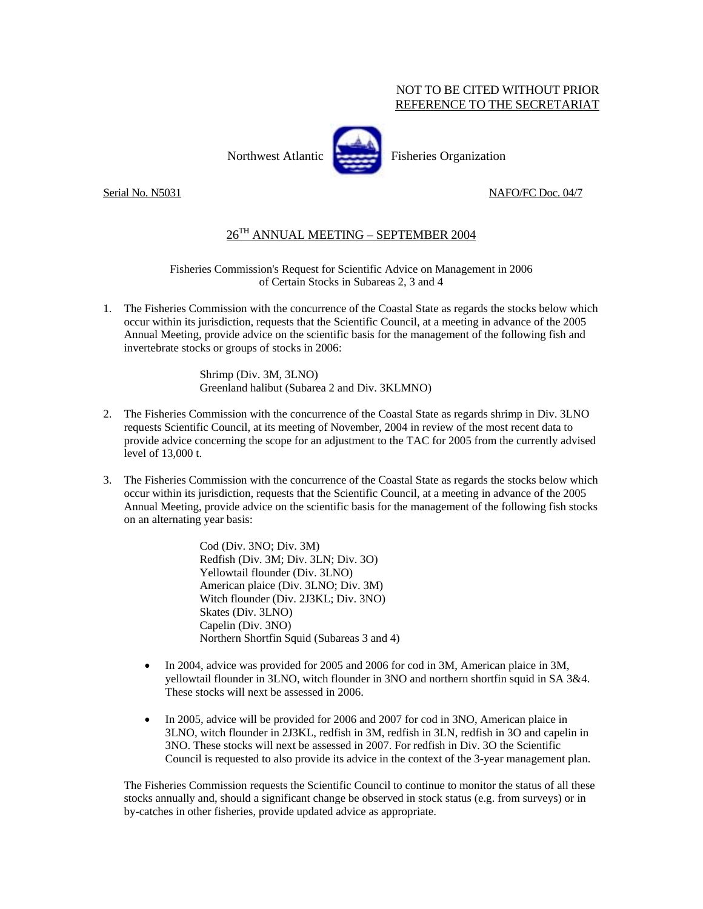NOT TO BE CITED WITHOUT PRIOR
REFERENCE TO THE SECRETARIAT

Northwest Atlantic Fisheries Organization

Serial No. N5031 NAFO/FC Doc. 04/7

## 26TH ANNUAL MEETING – SEPTEMBER 2004

Fisheries Commission's Request for Scientific Advice on Management in 2006 of Certain Stocks in Subareas 2, 3 and 4

1. The Fisheries Commission with the concurrence of the Coastal State as regards the stocks below which occur within its jurisdiction, requests that the Scientific Council, at a meeting in advance of the 2005 Annual Meeting, provide advice on the scientific basis for the management of the following fish and invertebrate stocks or groups of stocks in 2006:

   Shrimp (Div. 3M, 3LNO)
   Greenland halibut (Subarea 2 and Div. 3KLMNO)

2. The Fisheries Commission with the concurrence of the Coastal State as regards shrimp in Div. 3LNO requests Scientific Council, at its meeting of November, 2004 in review of the most recent data to provide advice concerning the scope for an adjustment to the TAC for 2005 from the currently advised level of 13,000 t.

3. The Fisheries Commission with the concurrence of the Coastal State as regards the stocks below which occur within its jurisdiction, requests that the Scientific Council, at a meeting in advance of the 2005 Annual Meeting, provide advice on the scientific basis for the management of the following fish stocks on an alternating year basis:

   Cod (Div. 3NO; Div. 3M)
   Redfish (Div. 3M; Div. 3LN; Div. 3O)
   Yellowtail flounder (Div. 3LNO)
   American plaice (Div. 3LNO; Div. 3M)
   Witch flounder (Div. 2J3KL; Div. 3NO)
   Skates (Div. 3LNO)
   Capelin (Div. 3NO)
   Northern Shortfin Squid (Subareas 3 and 4)

   - In 2004, advice was provided for 2005 and 2006 for cod in 3M, American plaice in 3M, yellowtail flounder in 3LNO, witch flounder in 3NO and northern shortfin squid in SA 3&4. These stocks will next be assessed in 2006.

   - In 2005, advice will be provided for 2006 and 2007 for cod in 3NO, American plaice in 3LNO, witch flounder in 2J3KL, redfish in 3M, redfish in 3LN, redfish in 3O and capelin in 3NO. These stocks will next be assessed in 2007. For redfish in Div. 3O the Scientific Council is requested to also provide its advice in the context of the 3-year management plan.

   The Fisheries Commission requests the Scientific Council to continue to monitor the status of all these stocks annually and, should a significant change be observed in stock status (e.g. from surveys) or in by-catches in other fisheries, provide updated advice as appropriate.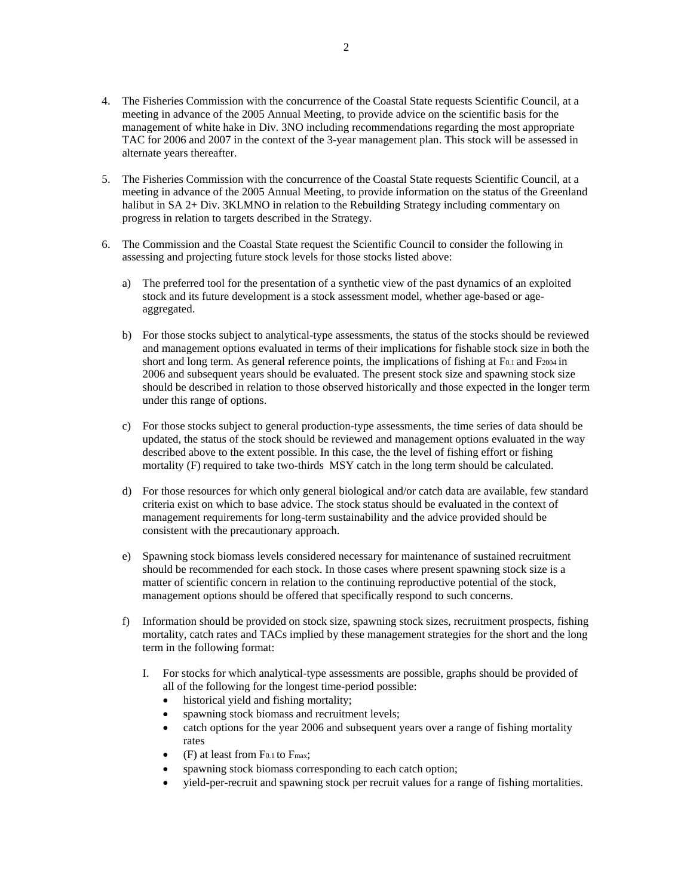4. The Fisheries Commission with the concurrence of the Coastal State requests Scientific Council, at a meeting in advance of the 2005 Annual Meeting, to provide advice on the scientific basis for the management of white hake in Div. 3NO including recommendations regarding the most appropriate TAC for 2006 and 2007 in the context of the 3-year management plan. This stock will be assessed in alternate years thereafter.

5. The Fisheries Commission with the concurrence of the Coastal State requests Scientific Council, at a meeting in advance of the 2005 Annual Meeting, to provide information on the status of the Greenland halibut in SA 2+ Div. 3KLMNO in relation to the Rebuilding Strategy including commentary on progress in relation to targets described in the Strategy.

6. The Commission and the Coastal State request the Scientific Council to consider the following in assessing and projecting future stock levels for those stocks listed above:

   a) The preferred tool for the presentation of a synthetic view of the past dynamics of an exploited stock and its future development is a stock assessment model, whether age-based or age-aggregated.

   b) For those stocks subject to analytical-type assessments, the status of the stocks should be reviewed and management options evaluated in terms of their implications for fishable stock size in both the short and long term. As general reference points, the implications of fishing at $F_{0.1}$ and $F_{2004}$ in 2006 and subsequent years should be evaluated. The present stock size and spawning stock size should be described in relation to those observed historically and those expected in the longer term under this range of options.

   c) For those stocks subject to general production-type assessments, the time series of data should be updated, the status of the stock should be reviewed and management options evaluated in the way described above to the extent possible. In this case, the the level of fishing effort or fishing mortality (F) required to take two-thirds MSY catch in the long term should be calculated.

   d) For those resources for which only general biological and/or catch data are available, few standard criteria exist on which to base advice. The stock status should be evaluated in the context of management requirements for long-term sustainability and the advice provided should be consistent with the precautionary approach.

   e) Spawning stock biomass levels considered necessary for maintenance of sustained recruitment should be recommended for each stock. In those cases where present spawning stock size is a matter of scientific concern in relation to the continuing reproductive potential of the stock, management options should be offered that specifically respond to such concerns.

   f) Information should be provided on stock size, spawning stock sizes, recruitment prospects, fishing mortality, catch rates and TACs implied by these management strategies for the short and the long term in the following format:

      I. For stocks for which analytical-type assessments are possible, graphs should be provided of all of the following for the longest time-period possible:
         - historical yield and fishing mortality;
         - spawning stock biomass and recruitment levels;
         - catch options for the year 2006 and subsequent years over a range of fishing mortality rates
         - (F) at least from $F_{0.1}$ to $F_{max}$;
         - spawning stock biomass corresponding to each catch option;
         - yield-per-recruit and spawning stock per recruit values for a range of fishing mortalities.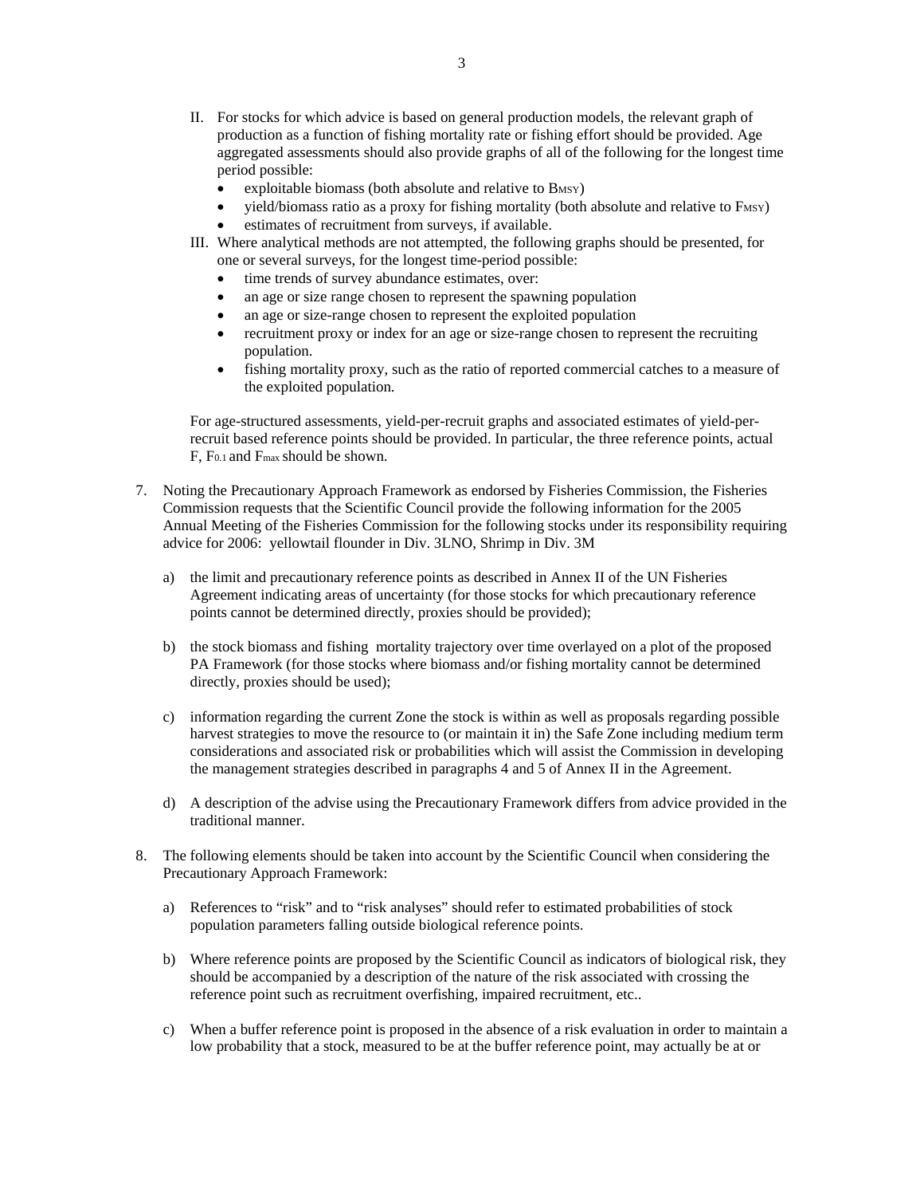II. For stocks for which advice is based on general production models, the relevant graph of production as a function of fishing mortality rate or fishing effort should be provided. Age aggregated assessments should also provide graphs of all of the following for the longest time period possible:
   - exploitable biomass (both absolute and relative to $B_{MSY}$)
   - yield/biomass ratio as a proxy for fishing mortality (both absolute and relative to $F_{MSY}$)
   - estimates of recruitment from surveys, if available.

III. Where analytical methods are not attempted, the following graphs should be presented, for one or several surveys, for the longest time-period possible:
   - time trends of survey abundance estimates, over:
   - an age or size range chosen to represent the spawning population
   - an age or size-range chosen to represent the exploited population
   - recruitment proxy or index for an age or size-range chosen to represent the recruiting population.
   - fishing mortality proxy, such as the ratio of reported commercial catches to a measure of the exploited population.

For age-structured assessments, yield-per-recruit graphs and associated estimates of yield-per-recruit based reference points should be provided. In particular, the three reference points, actual F, $F_{0.1}$ and $F_{max}$ should be shown.

7. Noting the Precautionary Approach Framework as endorsed by Fisheries Commission, the Fisheries Commission requests that the Scientific Council provide the following information for the 2005 Annual Meeting of the Fisheries Commission for the following stocks under its responsibility requiring advice for 2006: yellowtail flounder in Div. 3LNO, Shrimp in Div. 3M

   a) the limit and precautionary reference points as described in Annex II of the UN Fisheries Agreement indicating areas of uncertainty (for those stocks for which precautionary reference points cannot be determined directly, proxies should be provided);

   b) the stock biomass and fishing mortality trajectory over time overlayed on a plot of the proposed PA Framework (for those stocks where biomass and/or fishing mortality cannot be determined directly, proxies should be used);

   c) information regarding the current Zone the stock is within as well as proposals regarding possible harvest strategies to move the resource to (or maintain it in) the Safe Zone including medium term considerations and associated risk or probabilities which will assist the Commission in developing the management strategies described in paragraphs 4 and 5 of Annex II in the Agreement.

   d) A description of the advise using the Precautionary Framework differs from advice provided in the traditional manner.

8. The following elements should be taken into account by the Scientific Council when considering the Precautionary Approach Framework:

   a) References to "risk" and to "risk analyses" should refer to estimated probabilities of stock population parameters falling outside biological reference points.

   b) Where reference points are proposed by the Scientific Council as indicators of biological risk, they should be accompanied by a description of the nature of the risk associated with crossing the reference point such as recruitment overfishing, impaired recruitment, etc..

   c) When a buffer reference point is proposed in the absence of a risk evaluation in order to maintain a low probability that a stock, measured to be at the buffer reference point, may actually be at or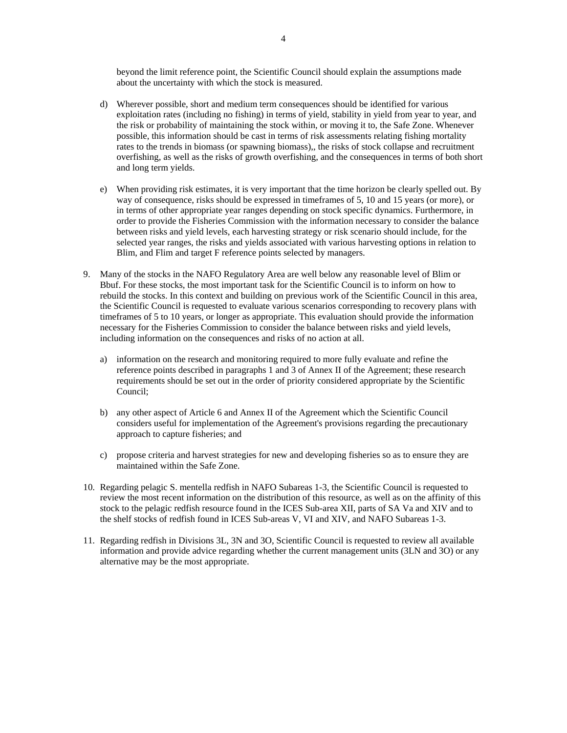beyond the limit reference point, the Scientific Council should explain the assumptions made about the uncertainty with which the stock is measured.

d) Wherever possible, short and medium term consequences should be identified for various exploitation rates (including no fishing) in terms of yield, stability in yield from year to year, and the risk or probability of maintaining the stock within, or moving it to, the Safe Zone. Whenever possible, this information should be cast in terms of risk assessments relating fishing mortality rates to the trends in biomass (or spawning biomass),, the risks of stock collapse and recruitment overfishing, as well as the risks of growth overfishing, and the consequences in terms of both short and long term yields.

e) When providing risk estimates, it is very important that the time horizon be clearly spelled out. By way of consequence, risks should be expressed in timeframes of 5, 10 and 15 years (or more), or in terms of other appropriate year ranges depending on stock specific dynamics. Furthermore, in order to provide the Fisheries Commission with the information necessary to consider the balance between risks and yield levels, each harvesting strategy or risk scenario should include, for the selected year ranges, the risks and yields associated with various harvesting options in relation to Blim, and Flim and target F reference points selected by managers.

9. Many of the stocks in the NAFO Regulatory Area are well below any reasonable level of Blim or Bbuf. For these stocks, the most important task for the Scientific Council is to inform on how to rebuild the stocks. In this context and building on previous work of the Scientific Council in this area, the Scientific Council is requested to evaluate various scenarios corresponding to recovery plans with timeframes of 5 to 10 years, or longer as appropriate. This evaluation should provide the information necessary for the Fisheries Commission to consider the balance between risks and yield levels, including information on the consequences and risks of no action at all.

   a) information on the research and monitoring required to more fully evaluate and refine the reference points described in paragraphs 1 and 3 of Annex II of the Agreement; these research requirements should be set out in the order of priority considered appropriate by the Scientific Council;

   b) any other aspect of Article 6 and Annex II of the Agreement which the Scientific Council considers useful for implementation of the Agreement's provisions regarding the precautionary approach to capture fisheries; and

   c) propose criteria and harvest strategies for new and developing fisheries so as to ensure they are maintained within the Safe Zone.

10. Regarding pelagic S. mentella redfish in NAFO Subareas 1-3, the Scientific Council is requested to review the most recent information on the distribution of this resource, as well as on the affinity of this stock to the pelagic redfish resource found in the ICES Sub-area XII, parts of SA Va and XIV and to the shelf stocks of redfish found in ICES Sub-areas V, VI and XIV, and NAFO Subareas 1-3.

11. Regarding redfish in Divisions 3L, 3N and 3O, Scientific Council is requested to review all available information and provide advice regarding whether the current management units (3LN and 3O) or any alternative may be the most appropriate.